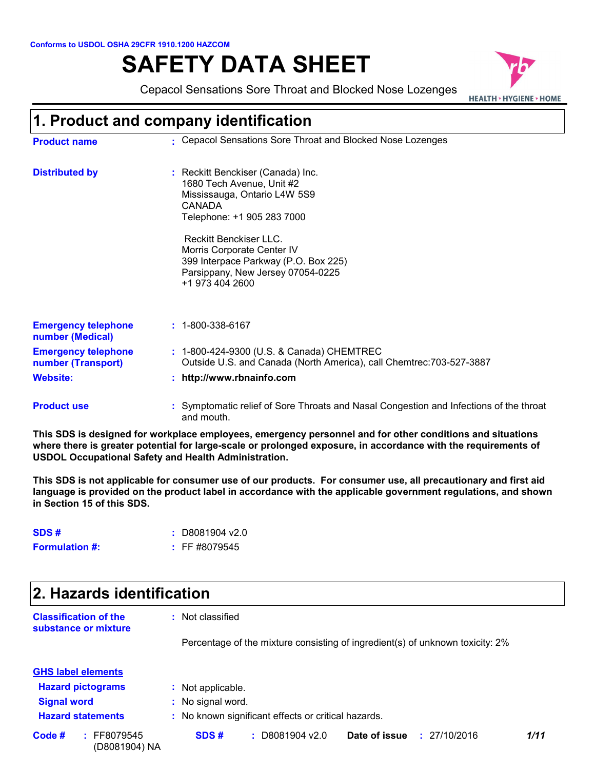Conforms to USDOL OSHA 29CFR 1910.1200 HAZCOM

# SAFETY DATA SHEET

Cepacol Sensations Sore Throat and Blocked Nose Lozenges

HEALTH • HYGIENE • HOME

## 1. Product and company identification

**Product name** : Cepacol Sensations Sore Throat and Blocked Nose Lozenges

**Distributed by** : Reckitt Benckiser (Canada) Inc.
1680 Tech Avenue, Unit #2
Mississauga, Ontario L4W 5S9
CANADA
Telephone: +1 905 283 7000

Reckitt Benckiser LLC.
Morris Corporate Center IV
399 Interpace Parkway (P.O. Box 225)
Parsippany, New Jersey 07054-0225
+1 973 404 2600

**Emergency telephone number (Medical)** : 1-800-338-6167

**Emergency telephone number (Transport)** : 1-800-424-9300 (U.S. & Canada) CHEMTREC
Outside U.S. and Canada (North America), call Chemtrec:703-527-3887

**Website:** : **http://www.rbnainfo.com**

**Product use** : Symptomatic relief of Sore Throats and Nasal Congestion and Infections of the throat and mouth.

**This SDS is designed for workplace employees, emergency personnel and for other conditions and situations where there is greater potential for large-scale or prolonged exposure, in accordance with the requirements of USDOL Occupational Safety and Health Administration.**

**This SDS is not applicable for consumer use of our products. For consumer use, all precautionary and first aid language is provided on the product label in accordance with the applicable government regulations, and shown in Section 15 of this SDS.**

**SDS #** : D8081904 v2.0

**Formulation #:** : FF #8079545

## 2. Hazards identification

**Classification of the substance or mixture** : Not classified

Percentage of the mixture consisting of ingredient(s) of unknown toxicity: 2%

**GHS label elements**

**Hazard pictograms** : Not applicable.

**Signal word** : No signal word.

**Hazard statements** : No known significant effects or critical hazards.

**Code #** : FF8079545 (D8081904) NA **SDS #** : D8081904 v2.0 **Date of issue** : 27/10/2016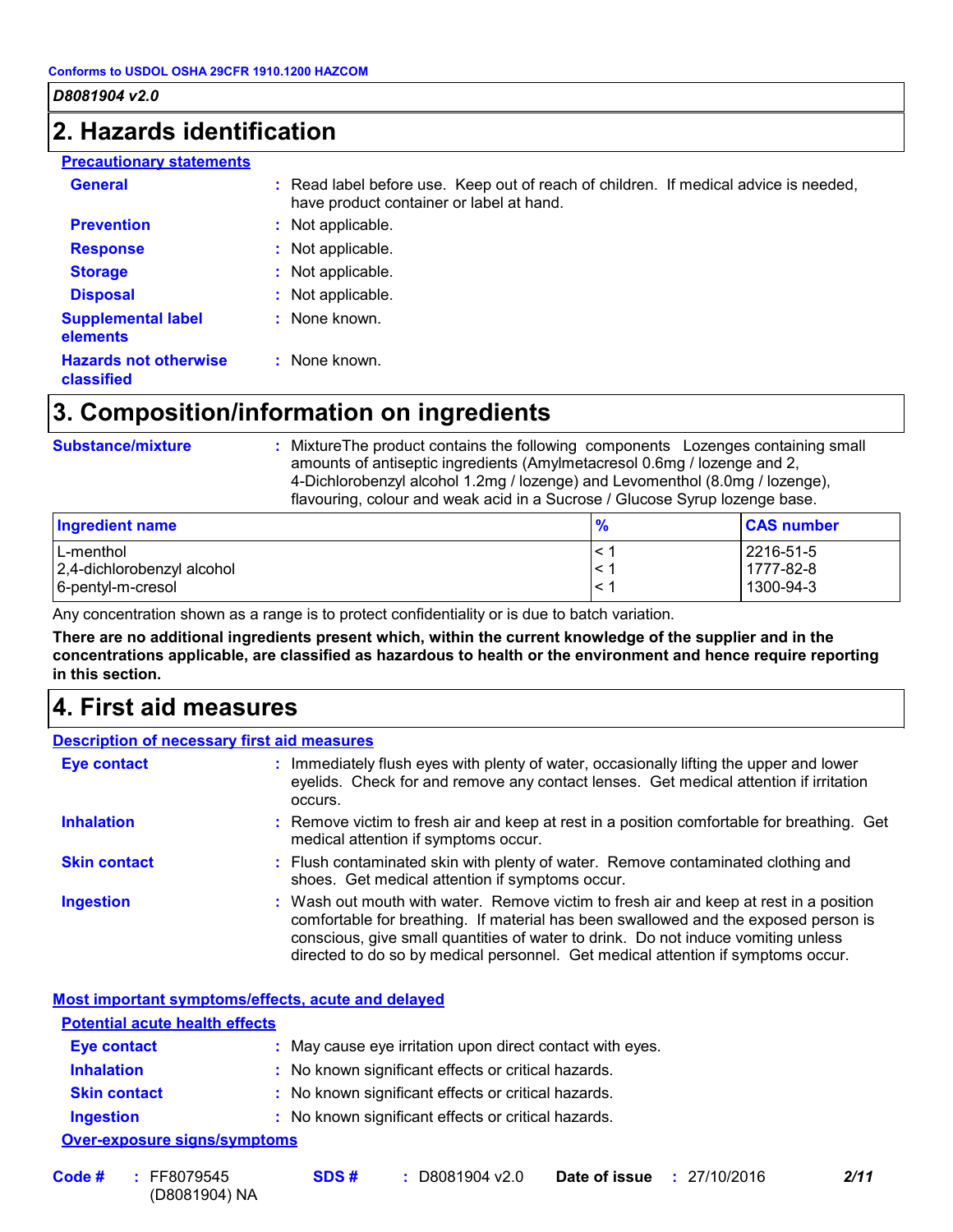## 2. Hazards identification

**Precautionary statements**

**General** : Read label before use. Keep out of reach of children. If medical advice is needed, have product container or label at hand.

**Prevention** : Not applicable.

**Response** : Not applicable.

**Storage** : Not applicable.

**Disposal** : Not applicable.

**Supplemental label elements** : None known.

**Hazards not otherwise classified** : None known.

## 3. Composition/information on ingredients

**Substance/mixture** : MixtureThe product contains the following components Lozenges containing small amounts of antiseptic ingredients (Amylmetacresol 0.6mg / lozenge and 2, 4-Dichlorobenzyl alcohol 1.2mg / lozenge) and Levomenthol (8.0mg / lozenge), flavouring, colour and weak acid in a Sucrose / Glucose Syrup lozenge base.

| Ingredient name | % | CAS number |
|---|---|---|
| L-menthol | < 1 | 2216-51-5 |
| 2,4-dichlorobenzyl alcohol | < 1 | 1777-82-8 |
| 6-pentyl-m-cresol | < 1 | 1300-94-3 |

Any concentration shown as a range is to protect confidentiality or is due to batch variation.

**There are no additional ingredients present which, within the current knowledge of the supplier and in the concentrations applicable, are classified as hazardous to health or the environment and hence require reporting in this section.**

## 4. First aid measures

**Description of necessary first aid measures**

**Eye contact** : Immediately flush eyes with plenty of water, occasionally lifting the upper and lower eyelids. Check for and remove any contact lenses. Get medical attention if irritation occurs.

**Inhalation** : Remove victim to fresh air and keep at rest in a position comfortable for breathing. Get medical attention if symptoms occur.

**Skin contact** : Flush contaminated skin with plenty of water. Remove contaminated clothing and shoes. Get medical attention if symptoms occur.

**Ingestion** : Wash out mouth with water. Remove victim to fresh air and keep at rest in a position comfortable for breathing. If material has been swallowed and the exposed person is conscious, give small quantities of water to drink. Do not induce vomiting unless directed to do so by medical personnel. Get medical attention if symptoms occur.

**Most important symptoms/effects, acute and delayed**

**Potential acute health effects**

**Eye contact** : May cause eye irritation upon direct contact with eyes.

**Inhalation** : No known significant effects or critical hazards.

**Skin contact** : No known significant effects or critical hazards.

**Ingestion** : No known significant effects or critical hazards.

**Over-exposure signs/symptoms**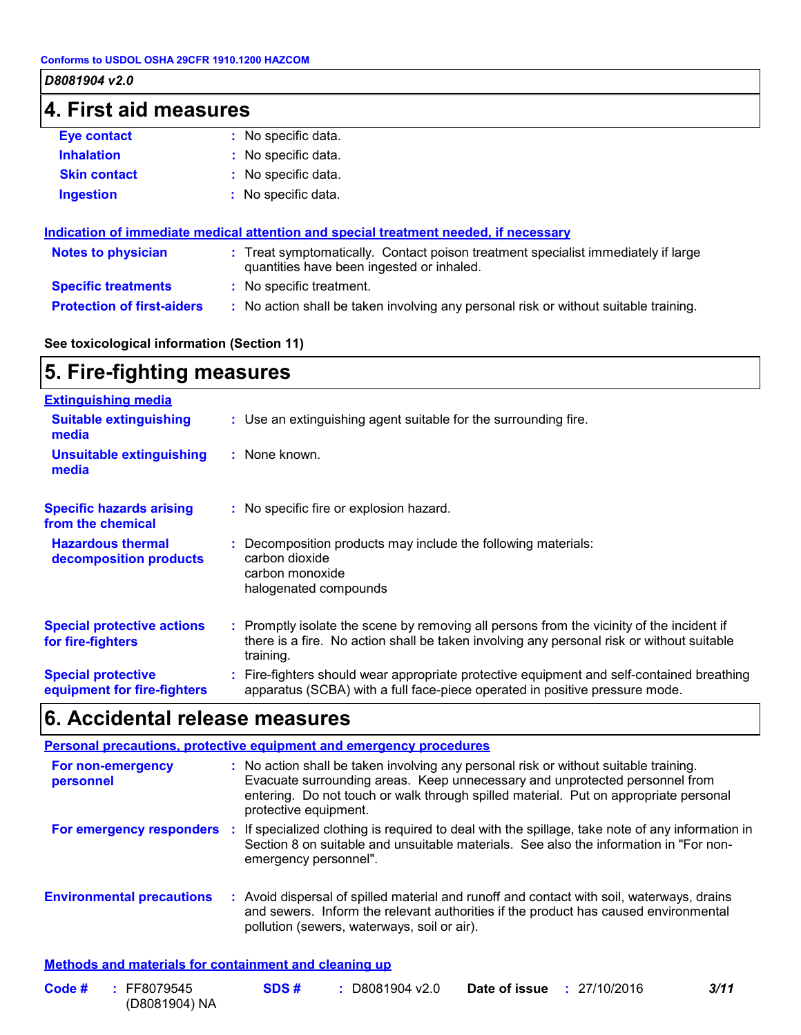## 4. First aid measures

**Eye contact** : No specific data.

**Inhalation** : No specific data.

**Skin contact** : No specific data.

**Ingestion** : No specific data.

### Indication of immediate medical attention and special treatment needed, if necessary

**Notes to physician** : Treat symptomatically. Contact poison treatment specialist immediately if large quantities have been ingested or inhaled.

**Specific treatments** : No specific treatment.

**Protection of first-aiders** : No action shall be taken involving any personal risk or without suitable training.

**See toxicological information (Section 11)**

## 5. Fire-fighting measures

### Extinguishing media

**Suitable extinguishing media** : Use an extinguishing agent suitable for the surrounding fire.

**Unsuitable extinguishing media** : None known.

**Specific hazards arising from the chemical** : No specific fire or explosion hazard.

**Hazardous thermal decomposition products** : Decomposition products may include the following materials:
carbon dioxide
carbon monoxide
halogenated compounds

**Special protective actions for fire-fighters** : Promptly isolate the scene by removing all persons from the vicinity of the incident if there is a fire. No action shall be taken involving any personal risk or without suitable training.

**Special protective equipment for fire-fighters** : Fire-fighters should wear appropriate protective equipment and self-contained breathing apparatus (SCBA) with a full face-piece operated in positive pressure mode.

## 6. Accidental release measures

### Personal precautions, protective equipment and emergency procedures

**For non-emergency personnel** : No action shall be taken involving any personal risk or without suitable training. Evacuate surrounding areas. Keep unnecessary and unprotected personnel from entering. Do not touch or walk through spilled material. Put on appropriate personal protective equipment.

**For emergency responders** : If specialized clothing is required to deal with the spillage, take note of any information in Section 8 on suitable and unsuitable materials. See also the information in "For non-emergency personnel".

**Environmental precautions** : Avoid dispersal of spilled material and runoff and contact with soil, waterways, drains and sewers. Inform the relevant authorities if the product has caused environmental pollution (sewers, waterways, soil or air).

### Methods and materials for containment and cleaning up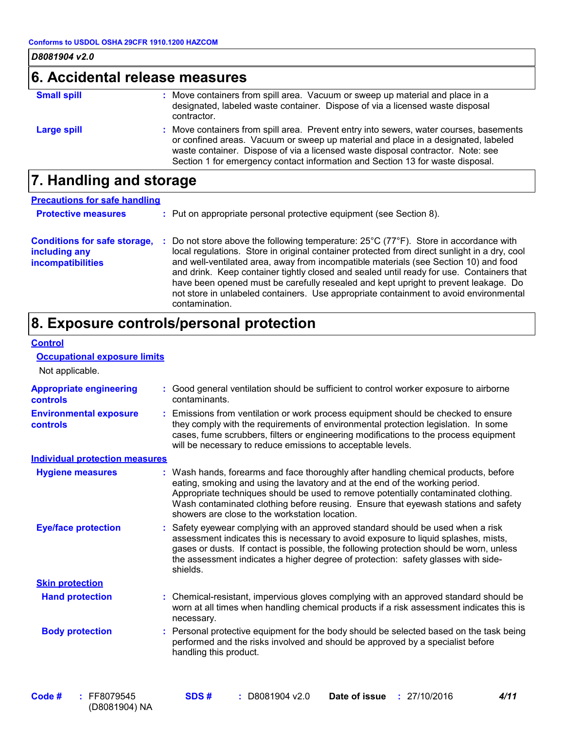## 6. Accidental release measures

**Small spill** : Move containers from spill area. Vacuum or sweep up material and place in a designated, labeled waste container. Dispose of via a licensed waste disposal contractor.

**Large spill** : Move containers from spill area. Prevent entry into sewers, water courses, basements or confined areas. Vacuum or sweep up material and place in a designated, labeled waste container. Dispose of via a licensed waste disposal contractor. Note: see Section 1 for emergency contact information and Section 13 for waste disposal.

## 7. Handling and storage

### Precautions for safe handling

**Protective measures** : Put on appropriate personal protective equipment (see Section 8).

**Conditions for safe storage, including any incompatibilities** : Do not store above the following temperature: 25°C (77°F). Store in accordance with local regulations. Store in original container protected from direct sunlight in a dry, cool and well-ventilated area, away from incompatible materials (see Section 10) and food and drink. Keep container tightly closed and sealed until ready for use. Containers that have been opened must be carefully resealed and kept upright to prevent leakage. Do not store in unlabeled containers. Use appropriate containment to avoid environmental contamination.

## 8. Exposure controls/personal protection

### Control

#### Occupational exposure limits

Not applicable.

**Appropriate engineering controls** : Good general ventilation should be sufficient to control worker exposure to airborne contaminants.

**Environmental exposure controls** : Emissions from ventilation or work process equipment should be checked to ensure they comply with the requirements of environmental protection legislation. In some cases, fume scrubbers, filters or engineering modifications to the process equipment will be necessary to reduce emissions to acceptable levels.

### Individual protection measures

**Hygiene measures** : Wash hands, forearms and face thoroughly after handling chemical products, before eating, smoking and using the lavatory and at the end of the working period. Appropriate techniques should be used to remove potentially contaminated clothing. Wash contaminated clothing before reusing. Ensure that eyewash stations and safety showers are close to the workstation location.

**Eye/face protection** : Safety eyewear complying with an approved standard should be used when a risk assessment indicates this is necessary to avoid exposure to liquid splashes, mists, gases or dusts. If contact is possible, the following protection should be worn, unless the assessment indicates a higher degree of protection: safety glasses with side-shields.

#### Skin protection

**Hand protection** : Chemical-resistant, impervious gloves complying with an approved standard should be worn at all times when handling chemical products if a risk assessment indicates this is necessary.

**Body protection** : Personal protective equipment for the body should be selected based on the task being performed and the risks involved and should be approved by a specialist before handling this product.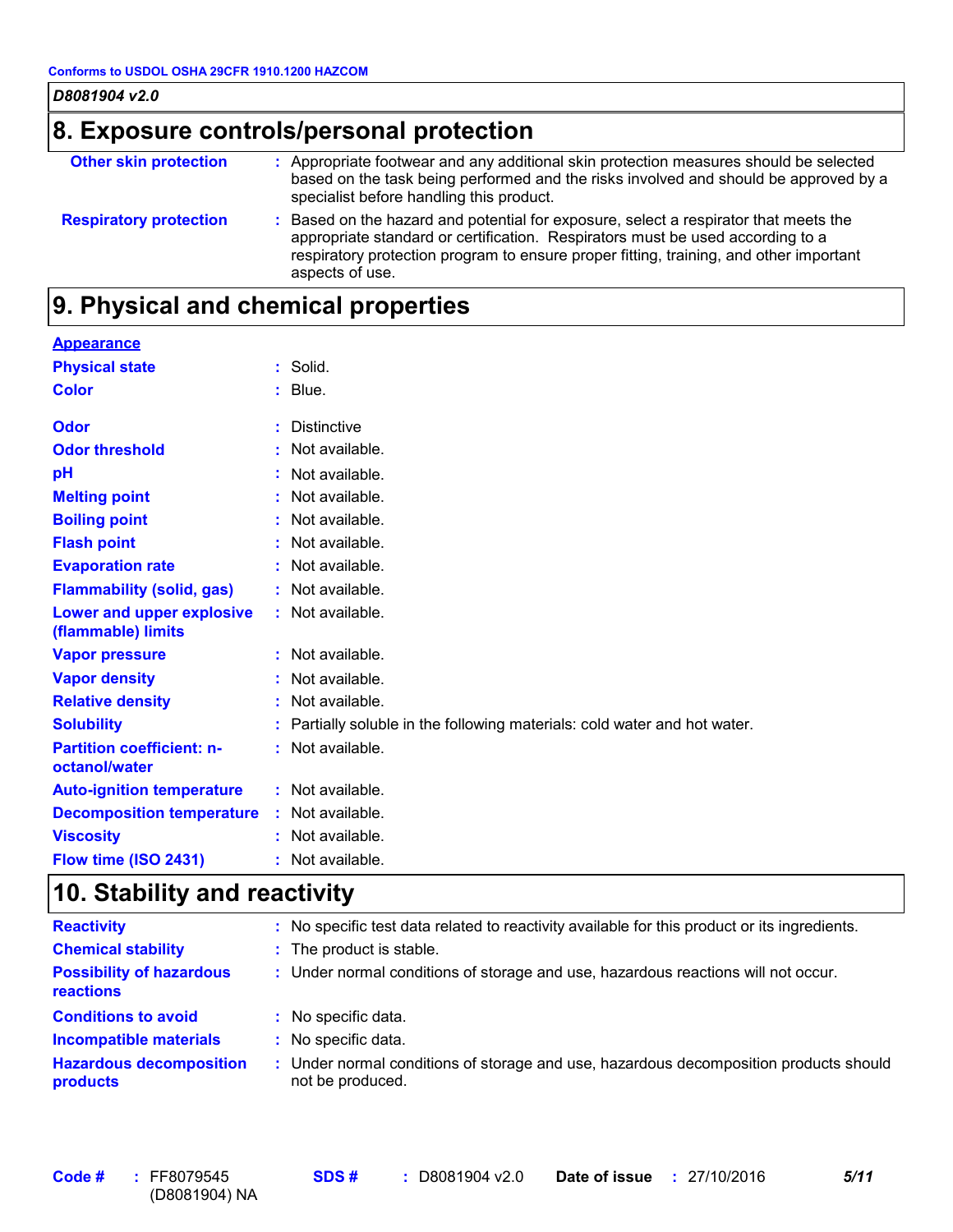## 8. Exposure controls/personal protection

**Other skin protection** : Appropriate footwear and any additional skin protection measures should be selected based on the task being performed and the risks involved and should be approved by a specialist before handling this product.

**Respiratory protection** : Based on the hazard and potential for exposure, select a respirator that meets the appropriate standard or certification. Respirators must be used according to a respiratory protection program to ensure proper fitting, training, and other important aspects of use.

## 9. Physical and chemical properties

**Appearance**

**Physical state** : Solid.

**Color** : Blue.

**Odor** : Distinctive

**Odor threshold** : Not available.

**pH** : Not available.

**Melting point** : Not available.

**Boiling point** : Not available.

**Flash point** : Not available.

**Evaporation rate** : Not available.

**Flammability (solid, gas)** : Not available.

**Lower and upper explosive (flammable) limits** : Not available.

**Vapor pressure** : Not available.

**Vapor density** : Not available.

**Relative density** : Not available.

**Solubility** : Partially soluble in the following materials: cold water and hot water.

**Partition coefficient: n-octanol/water** : Not available.

**Auto-ignition temperature** : Not available.

**Decomposition temperature** : Not available.

**Viscosity** : Not available.

**Flow time (ISO 2431)** : Not available.

## 10. Stability and reactivity

**Reactivity** : No specific test data related to reactivity available for this product or its ingredients.

**Chemical stability** : The product is stable.

**Possibility of hazardous reactions** : Under normal conditions of storage and use, hazardous reactions will not occur.

**Conditions to avoid** : No specific data.

**Incompatible materials** : No specific data.

**Hazardous decomposition products** : Under normal conditions of storage and use, hazardous decomposition products should not be produced.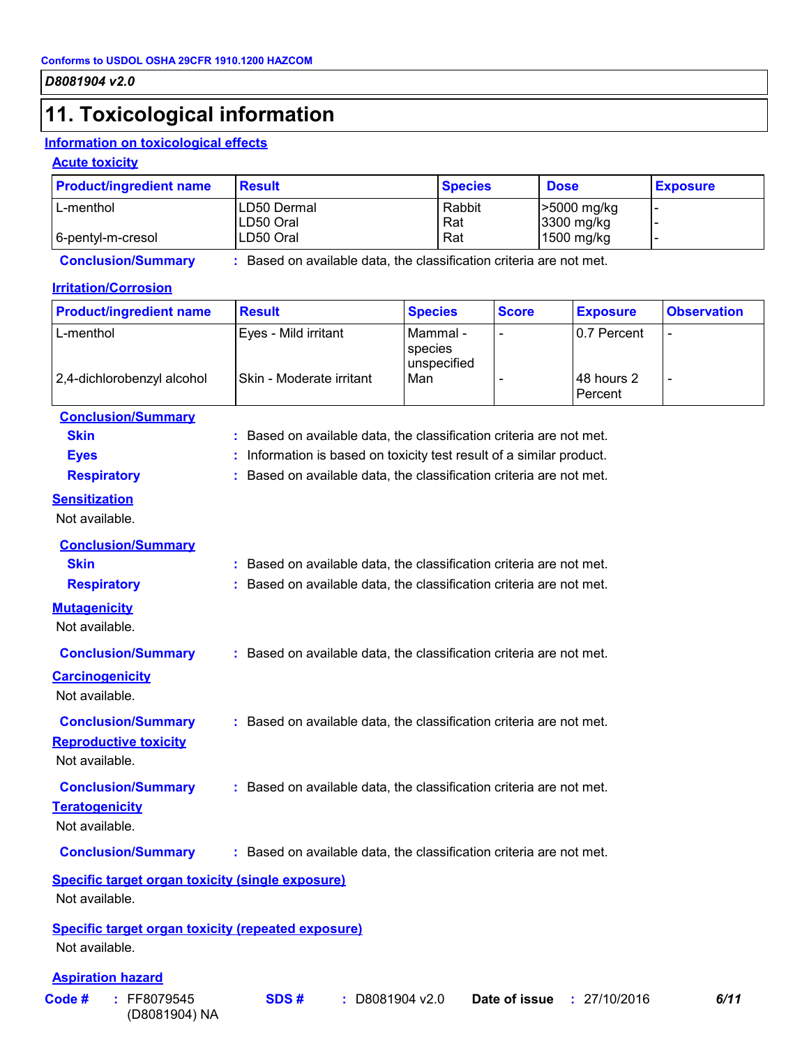## 11. Toxicological information

### Information on toxicological effects

#### Acute toxicity

| Product/ingredient name | Result | Species | Dose | Exposure |
|---|---|---|---|---|
| L-menthol | LD50 Dermal | Rabbit | >5000 mg/kg | - |
| | LD50 Oral | Rat | 3300 mg/kg | - |
| 6-pentyl-m-cresol | LD50 Oral | Rat | 1500 mg/kg | - |

**Conclusion/Summary** : Based on available data, the classification criteria are not met.

#### Irritation/Corrosion

| Product/ingredient name | Result | Species | Score | Exposure | Observation |
|---|---|---|---|---|---|
| L-menthol | Eyes - Mild irritant | Mammal - species unspecified | - | 0.7 Percent | - |
| 2,4-dichlorobenzyl alcohol | Skin - Moderate irritant | Man | - | 48 hours 2 Percent | - |

**Conclusion/Summary**

**Skin** : Based on available data, the classification criteria are not met.

**Eyes** : Information is based on toxicity test result of a similar product.

**Respiratory** : Based on available data, the classification criteria are not met.

#### Sensitization

Not available.

**Conclusion/Summary**

**Skin** : Based on available data, the classification criteria are not met.

**Respiratory** : Based on available data, the classification criteria are not met.

#### Mutagenicity

Not available.

**Conclusion/Summary** : Based on available data, the classification criteria are not met.

#### Carcinogenicity

Not available.

**Conclusion/Summary** : Based on available data, the classification criteria are not met.

#### Reproductive toxicity

Not available.

**Conclusion/Summary** : Based on available data, the classification criteria are not met.

#### Teratogenicity

Not available.

**Conclusion/Summary** : Based on available data, the classification criteria are not met.

#### Specific target organ toxicity (single exposure)

Not available.

#### Specific target organ toxicity (repeated exposure)

Not available.

#### Aspiration hazard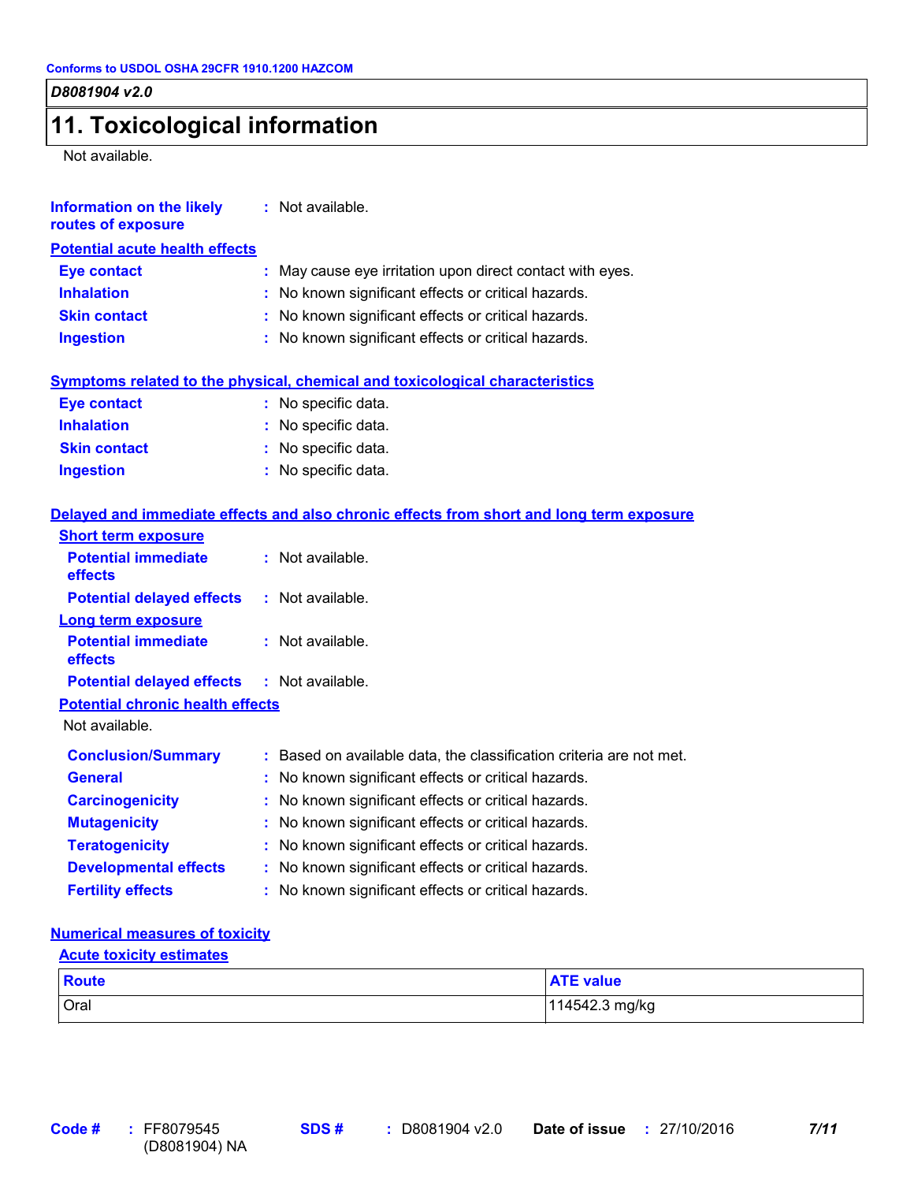## 11. Toxicological information

Not available.

**Information on the likely routes of exposure** : Not available.

**Potential acute health effects**

**Eye contact** : May cause eye irritation upon direct contact with eyes.
**Inhalation** : No known significant effects or critical hazards.
**Skin contact** : No known significant effects or critical hazards.
**Ingestion** : No known significant effects or critical hazards.

**Symptoms related to the physical, chemical and toxicological characteristics**

**Eye contact** : No specific data.
**Inhalation** : No specific data.
**Skin contact** : No specific data.
**Ingestion** : No specific data.

**Delayed and immediate effects and also chronic effects from short and long term exposure**

**Short term exposure**

**Potential immediate effects** : Not available.
**Potential delayed effects** : Not available.

**Long term exposure**

**Potential immediate effects** : Not available.
**Potential delayed effects** : Not available.

**Potential chronic health effects**

Not available.

**Conclusion/Summary** : Based on available data, the classification criteria are not met.
**General** : No known significant effects or critical hazards.
**Carcinogenicity** : No known significant effects or critical hazards.
**Mutagenicity** : No known significant effects or critical hazards.
**Teratogenicity** : No known significant effects or critical hazards.
**Developmental effects** : No known significant effects or critical hazards.
**Fertility effects** : No known significant effects or critical hazards.

**Numerical measures of toxicity**

**Acute toxicity estimates**

| Route | ATE value |
| --- | --- |
| Oral | 114542.3 mg/kg |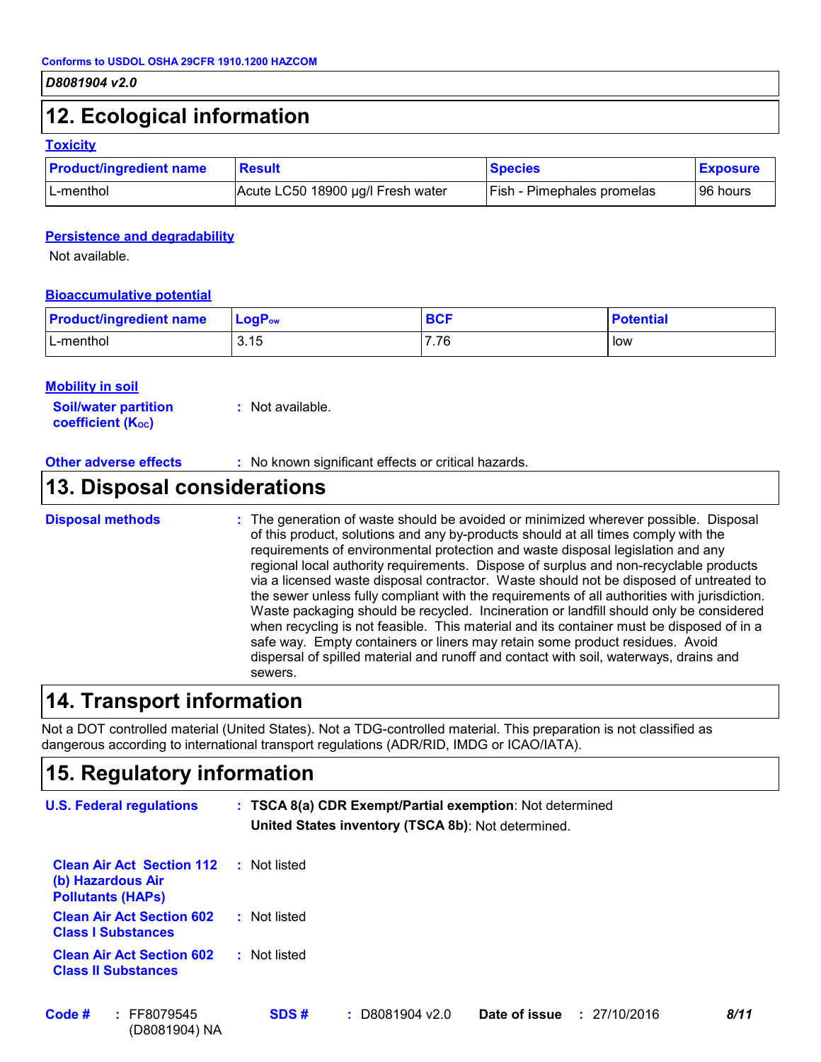## 12. Ecological information

### Toxicity

| Product/ingredient name | Result | Species | Exposure |
|---|---|---|---|
| L-menthol | Acute LC50 18900 µg/l Fresh water | Fish - Pimephales promelas | 96 hours |

### Persistence and degradability

Not available.

### Bioaccumulative potential

| Product/ingredient name | $LogP_{ow}$ | BCF | Potential |
|---|---|---|---|
| L-menthol | 3.15 | 7.76 | low |

### Mobility in soil

**Soil/water partition coefficient ($K_{OC}$)** : Not available.

**Other adverse effects** : No known significant effects or critical hazards.

## 13. Disposal considerations

**Disposal methods** : The generation of waste should be avoided or minimized wherever possible. Disposal of this product, solutions and any by-products should at all times comply with the requirements of environmental protection and waste disposal legislation and any regional local authority requirements. Dispose of surplus and non-recyclable products via a licensed waste disposal contractor. Waste should not be disposed of untreated to the sewer unless fully compliant with the requirements of all authorities with jurisdiction. Waste packaging should be recycled. Incineration or landfill should only be considered when recycling is not feasible. This material and its container must be disposed of in a safe way. Empty containers or liners may retain some product residues. Avoid dispersal of spilled material and runoff and contact with soil, waterways, drains and sewers.

## 14. Transport information

Not a DOT controlled material (United States). Not a TDG-controlled material. This preparation is not classified as dangerous according to international transport regulations (ADR/RID, IMDG or ICAO/IATA).

## 15. Regulatory information

**U.S. Federal regulations** : **TSCA 8(a) CDR Exempt/Partial exemption**: Not determined

**United States inventory (TSCA 8b)**: Not determined.

**Clean Air Act Section 112 (b) Hazardous Air Pollutants (HAPs)** : Not listed

**Clean Air Act Section 602 Class I Substances** : Not listed

**Clean Air Act Section 602 Class II Substances** : Not listed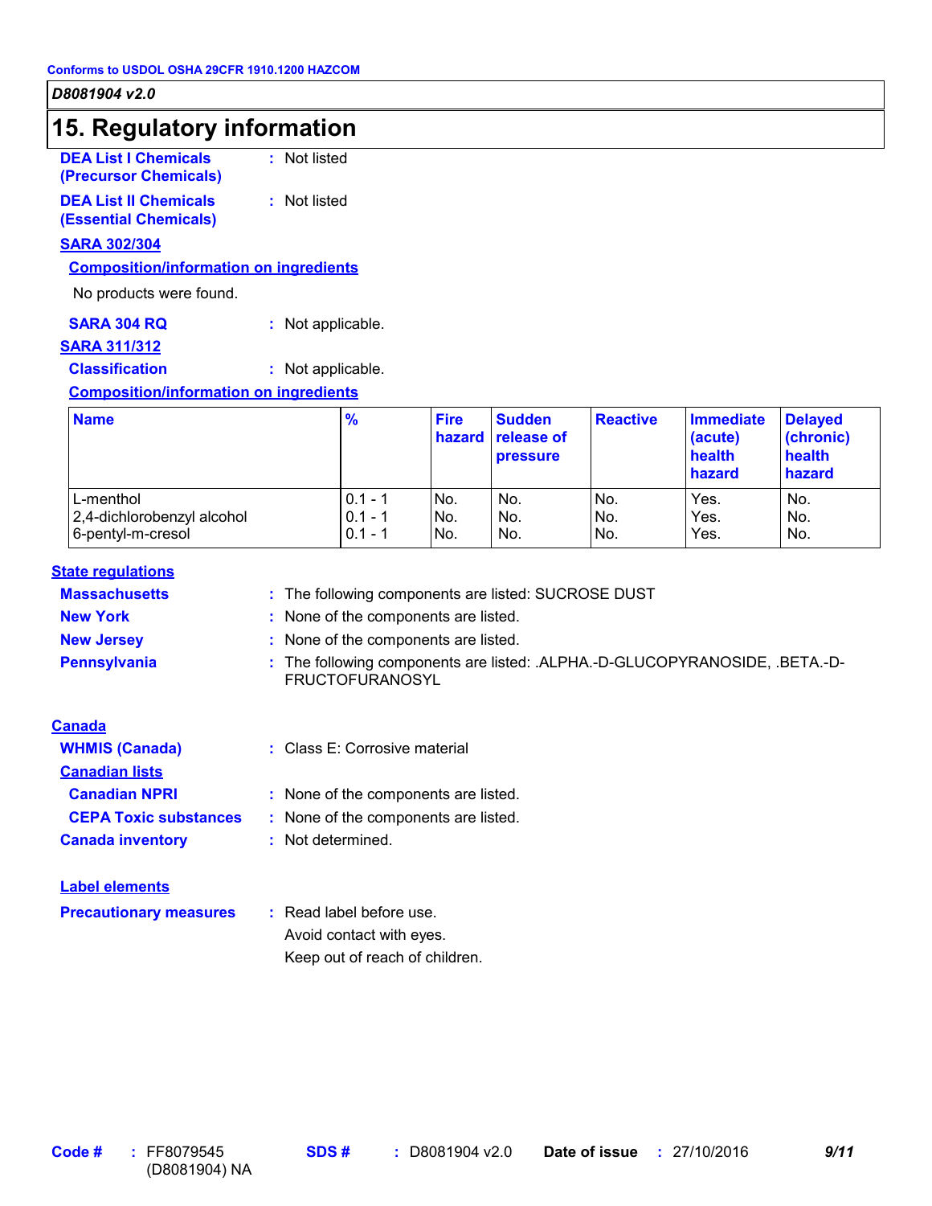Conforms to USDOL OSHA 29CFR 1910.1200 HAZCOM

*D8081904 v2.0*

# 15. Regulatory information

**DEA List I Chemicals (Precursor Chemicals)** : Not listed

**DEA List II Chemicals (Essential Chemicals)** : Not listed

**SARA 302/304**

**Composition/information on ingredients**

No products were found.

**SARA 304 RQ** : Not applicable.

**SARA 311/312**

**Classification** : Not applicable.

**Composition/information on ingredients**

| Name | % | Fire hazard | Sudden release of pressure | Reactive | Immediate (acute) health hazard | Delayed (chronic) health hazard |
|---|---|---|---|---|---|---|
| L-menthol | 0.1 - 1 | No. | No. | No. | Yes. | No. |
| 2,4-dichlorobenzyl alcohol | 0.1 - 1 | No. | No. | No. | Yes. | No. |
| 6-pentyl-m-cresol | 0.1 - 1 | No. | No. | No. | Yes. | No. |

**State regulations**

**Massachusetts** : The following components are listed: SUCROSE DUST

**New York** : None of the components are listed.

**New Jersey** : None of the components are listed.

**Pennsylvania** : The following components are listed: .ALPHA.-D-GLUCOPYRANOSIDE, .BETA.-D-FRUCTOFURANOSYL

**Canada**

**WHMIS (Canada)** : Class E: Corrosive material

**Canadian lists**

**Canadian NPRI** : None of the components are listed.

**CEPA Toxic substances** : None of the components are listed.

**Canada inventory** : Not determined.

**Label elements**

**Precautionary measures** : Read label before use.
Avoid contact with eyes.
Keep out of reach of children.

**Code #** : FF8079545 (D8081904) NA **SDS #** : D8081904 v2.0 **Date of issue** : 27/10/2016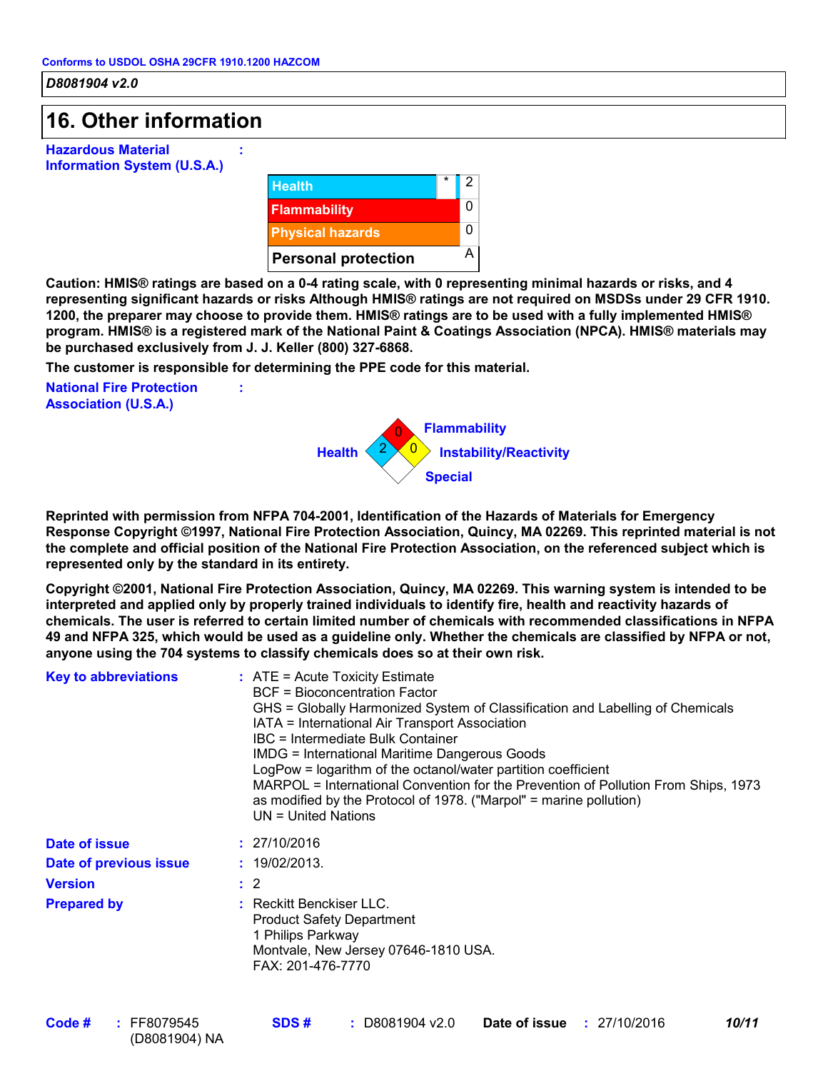Conforms to USDOL OSHA 29CFR 1910.1200 HAZCOM

*D8081904 v2.0*

# 16. Other information

**Hazardous Material Information System (U.S.A.)** :

| | | |
|---|---|---|
| Health | * | 2 |
| Flammability | | 0 |
| Physical hazards | | 0 |
| Personal protection | | A |

**Caution: HMIS® ratings are based on a 0-4 rating scale, with 0 representing minimal hazards or risks, and 4 representing significant hazards or risks Although HMIS® ratings are not required on MSDSs under 29 CFR 1910. 1200, the preparer may choose to provide them. HMIS® ratings are to be used with a fully implemented HMIS® program. HMIS® is a registered mark of the National Paint & Coatings Association (NPCA). HMIS® materials may be purchased exclusively from J. J. Keller (800) 327-6868.**

**The customer is responsible for determining the PPE code for this material.**

**National Fire Protection Association (U.S.A.)** :

Health: 2
Flammability: 0
Instability/Reactivity: 0
Special:

**Reprinted with permission from NFPA 704-2001, Identification of the Hazards of Materials for Emergency Response Copyright ©1997, National Fire Protection Association, Quincy, MA 02269. This reprinted material is not the complete and official position of the National Fire Protection Association, on the referenced subject which is represented only by the standard in its entirety.**

**Copyright ©2001, National Fire Protection Association, Quincy, MA 02269. This warning system is intended to be interpreted and applied only by properly trained individuals to identify fire, health and reactivity hazards of chemicals. The user is referred to certain limited number of chemicals with recommended classifications in NFPA 49 and NFPA 325, which would be used as a guideline only. Whether the chemicals are classified by NFPA or not, anyone using the 704 systems to classify chemicals does so at their own risk.**

**Key to abbreviations** :
ATE = Acute Toxicity Estimate
BCF = Bioconcentration Factor
GHS = Globally Harmonized System of Classification and Labelling of Chemicals
IATA = International Air Transport Association
IBC = Intermediate Bulk Container
IMDG = International Maritime Dangerous Goods
LogPow = logarithm of the octanol/water partition coefficient
MARPOL = International Convention for the Prevention of Pollution From Ships, 1973 as modified by the Protocol of 1978. ("Marpol" = marine pollution)
UN = United Nations

**Date of issue** : 27/10/2016

**Date of previous issue** : 19/02/2013.

**Version** : 2

**Prepared by** :
Reckitt Benckiser LLC.
Product Safety Department
1 Philips Parkway
Montvale, New Jersey 07646-1810 USA.
FAX: 201-476-7770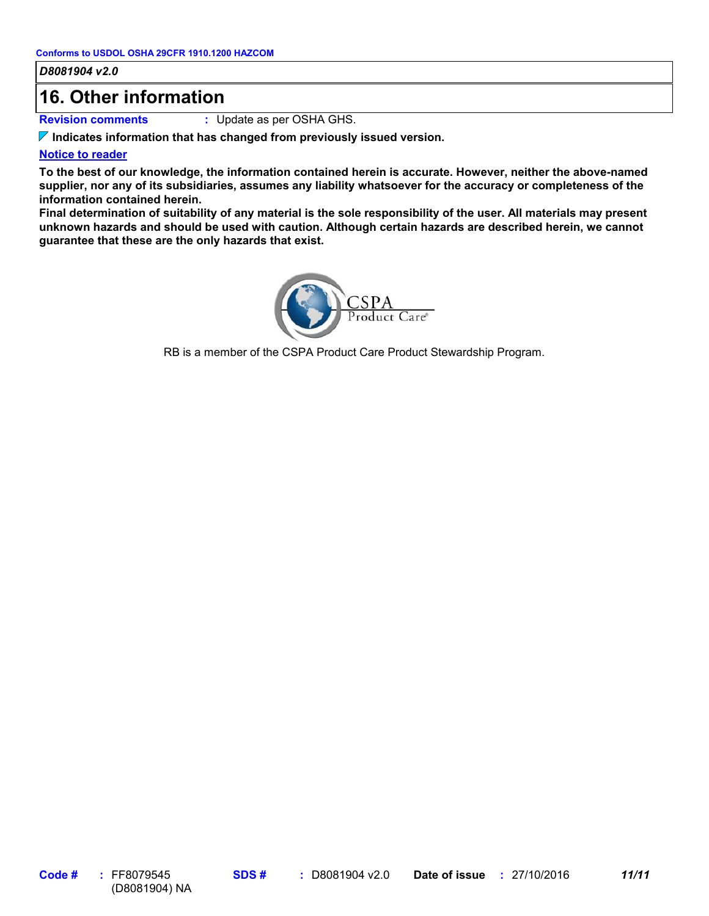## 16. Other information

**Revision comments** : Update as per OSHA GHS.

**Indicates information that has changed from previously issued version.**

**Notice to reader**

**To the best of our knowledge, the information contained herein is accurate. However, neither the above-named supplier, nor any of its subsidiaries, assumes any liability whatsoever for the accuracy or completeness of the information contained herein.**
**Final determination of suitability of any material is the sole responsibility of the user. All materials may present unknown hazards and should be used with caution. Although certain hazards are described herein, we cannot guarantee that these are the only hazards that exist.**

CSPA Product Care

RB is a member of the CSPA Product Care Product Stewardship Program.